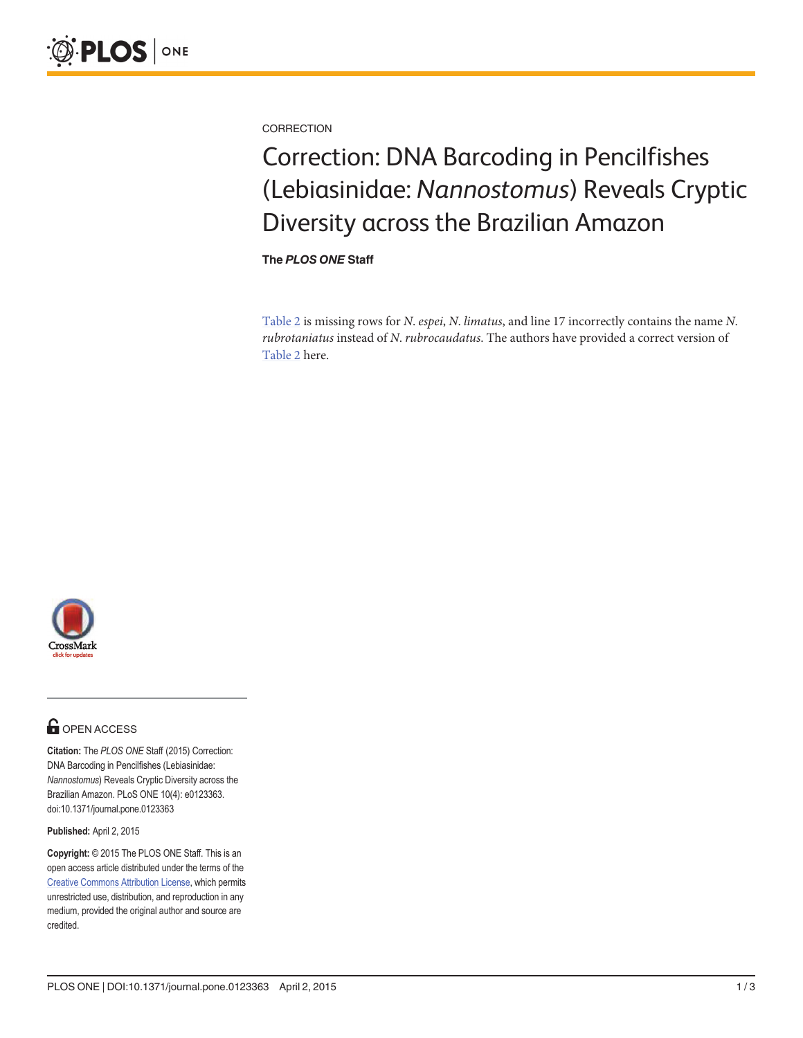CORRECTION

# Correction: DNA Barcoding in Pencilfishes (Lebiasinidae: *Nannostomus*) Reveals Cryptic Diversity across the Brazilian Amazon

**The *PLOS ONE* Staff**

Table 2 is missing rows for *N. espei*, *N. limatus*, and line 17 incorrectly contains the name *N. rubrotaniatus* instead of *N. rubrocaudatus*. The authors have provided a correct version of Table 2 here.

OPEN ACCESS

**Citation:** The *PLOS ONE* Staff (2015) Correction: DNA Barcoding in Pencilfishes (Lebiasinidae: *Nannostomus*) Reveals Cryptic Diversity across the Brazilian Amazon. PLoS ONE 10(4): e0123363. doi:10.1371/journal.pone.0123363

**Published:** April 2, 2015

**Copyright:** © 2015 The PLOS ONE Staff. This is an open access article distributed under the terms of the Creative Commons Attribution License, which permits unrestricted use, distribution, and reproduction in any medium, provided the original author and source are credited.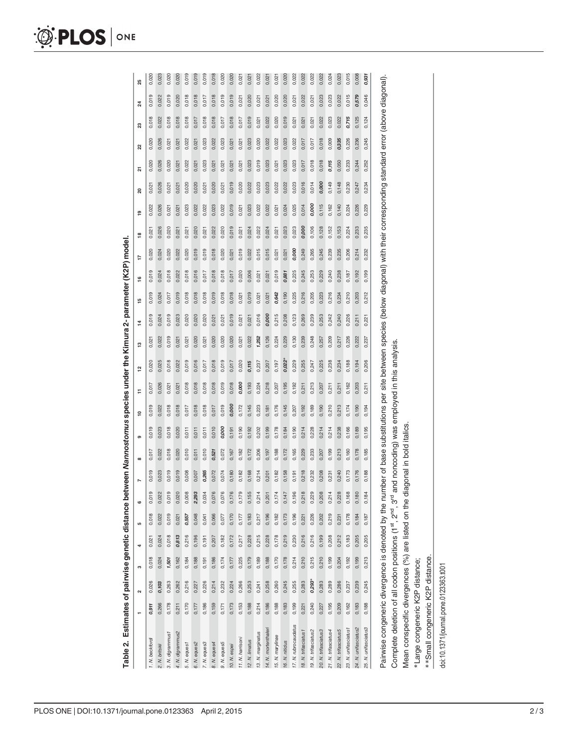**Table 2. Estimates of pairwise genetic distance between *Nannostomus* species under the Kimura 2- parameter (K2P) model.**

| | 1 | 2 | 3 | 4 | 5 | 6 | 7 | 8 | 9 | 10 | 11 | 12 | 13 | 14 | 15 | 16 | 17 | 18 | 19 | 20 | 21 | 22 | 23 | 24 | 25 |
|---|---|---|---|---|---|---|---|---|---|---|---|---|---|---|---|---|---|---|---|---|---|---|---|---|---|
| 1. *N. beckfordi* | ***0.911*** | 0.026 | 0.018 | 0.021 | 0.018 | 0.019 | 0.019 | 0.017 | 0.019 | 0.019 | 0.017 | 0.020 | 0.021 | 0.019 | 0.019 | 0.019 | 0.020 | 0.021 | 0.022 | 0.021 | 0.020 | 0.020 | 0.018 | 0.019 | 0.020 |
| 2. *N. britskii* | 0.266 | ***0.103*** | 0.024 | 0.024 | 0.022 | 0.022 | 0.023 | 0.022 | 0.023 | 0.022 | 0.026 | 0.025 | 0.022 | 0.024 | 0.024 | 0.024 | 0.024 | 0.026 | 0.026 | 0.026 | 0.026 | 0.026 | 0.022 | 0.022 | 0.023 |
| 3. *N. digrammus1* | 0.178 | 0.263 | ***1.501*** | 0.018 | 0.019 | 0.019 | 0.019 | 0.018 | 0.018 | 0.018 | 0.021 | 0.018 | 0.019 | 0.019 | 0.017 | 0.018 | 0.020 | 0.020 | 0.021 | 0.021 | 0.020 | 0.021 | 0.018 | 0.019 | 0.020 |
| 4. *N. digrammus2* | 0.211 | 0.262 | 0.162 | ***0.813*** | 0.021 | 0.020 | 0.019 | 0.020 | 0.020 | 0.018 | 0.021 | 0.022 | 0.021 | 0.023 | 0.019 | 0.022 | 0.022 | 0.021 | 0.021 | 0.021 | 0.021 | 0.021 | 0.018 | 0.020 | 0.020 |
| 5. *N. eques1* | 0.170 | 0.216 | 0.184 | 0.216 | ***0.557*** | 0.008 | 0.008 | 0.010 | 0.011 | 0.017 | 0.018 | 0.019 | 0.021 | 0.020 | 0.018 | 0.018 | 0.020 | 0.021 | 0.023 | 0.020 | 0.022 | 0.022 | 0.018 | 0.018 | 0.019 |
| 6. *N. eques2* | 0.177 | 0.227 | 0.188 | 0.196 | 0.048 | ***2.293*** | 0.007 | 0.011 | 0.011 | 0.018 | 0.018 | 0.016 | 0.020 | 0.020 | 0.018 | 0.016 | 0.019 | 0.020 | 0.022 | 0.020 | 0.021 | 0.021 | 0.017 | 0.018 | 0.019 |
| 7. *N. eques3* | 0.186 | 0.226 | 0.191 | 0.191 | 0.041 | 0.034 | ***0.265*** | 0.010 | 0.011 | 0.018 | 0.018 | 0.017 | 0.021 | 0.020 | 0.018 | 0.017 | 0.019 | 0.021 | 0.022 | 0.021 | 0.023 | 0.023 | 0.018 | 0.017 | 0.019 |
| 8. *N. eques4* | 0.159 | 0.214 | 0.186 | 0.207 | 0.066 | 0.076 | 0.072 | ***0.521*** | 0.010 | 0.017 | 0.018 | 0.018 | 0.020 | 0.021 | 0.019 | 0.018 | 0.018 | 0.022 | 0.023 | 0.020 | 0.021 | 0.022 | 0.018 | 0.018 | 0.018 |
| 9. *N. eques5* | 0.171 | 0.232 | 0.174 | 0.182 | 0.077 | 0.076 | 0.074 | 0.072 | ***0.000*** | 0.019 | 0.019 | 0.019 | 0.020 | 0.021 | 0.018 | 0.018 | 0.020 | 0.020 | 0.022 | 0.021 | 0.021 | 0.023 | 0.017 | 0.019 | 0.020 |
| 10. *N. espei* | 0.173 | 0.224 | 0.177 | 0.172 | 0.170 | 0.176 | 0.180 | 0.167 | 0.191 | ***0.000*** | 0.018 | 0.017 | 0.020 | 0.019 | 0.018 | 0.017 | 0.021 | 0.019 | 0.019 | 0.019 | 0.021 | 0.021 | 0.018 | 0.019 | 0.020 |
| 11. *N. harrisoni* | 0.153 | 0.266 | 0.225 | 0.217 | 0.177 | 0.179 | 0.182 | 0.182 | 0.190 | 0.172 | ***0.000*** | 0.020 | 0.021 | 0.021 | 0.021 | 0.020 | 0.019 | 0.021 | 0.021 | 0.020 | 0.021 | 0.021 | 0.017 | 0.021 | 0.021 |
| 12. *N. limatus* | 0.188 | 0.253 | 0.179 | 0.228 | 0.183 | 0.155 | 0.168 | 0.172 | 0.192 | 0.145 | 0.193 | ***0.115*** | 0.022 | 0.021 | 0.019 | 0.006 | 0.022 | 0.024 | 0.023 | 0.022 | 0.023 | 0.023 | 0.019 | 0.020 | 0.021 |
| 13. *N. marginatus* | 0.214 | 0.241 | 0.189 | 0.215 | 0.217 | 0.214 | 0.214 | 0.206 | 0.202 | 0.223 | 0.224 | 0.237 | ***1.252*** | 0.016 | 0.021 | 0.021 | 0.015 | 0.022 | 0.022 | 0.023 | 0.019 | 0.020 | 0.021 | 0.021 | 0.022 |
| 14. *N. mortenthaleri* | 0.186 | 0.258 | 0.188 | 0.228 | 0.196 | 0.201 | 0.201 | 0.197 | 0.199 | 0.181 | 0.218 | 0.207 | 0.126 | ***0.000*** | 0.021 | 0.021 | 0.015 | 0.024 | 0.022 | 0.023 | 0.023 | 0.022 | 0.022 | 0.021 | 0.021 |
| 15. *N. marylinae* | 0.188 | 0.260 | 0.170 | 0.178 | 0.182 | 0.174 | 0.182 | 0.188 | 0.178 | 0.176 | 0.207 | 0.197 | 0.224 | 0.215 | ***0.642*** | 0.019 | 0.021 | 0.021 | 0.021 | 0.022 | 0.021 | 0.022 | 0.020 | 0.020 | 0.021 |
| 16. *N. nitidus* | 0.183 | 0.245 | 0.178 | 0.219 | 0.173 | 0.147 | 0.158 | 0.172 | 0.184 | 0.145 | 0.195 | 0.022** | 0.229 | 0.208 | 0.190 | ***0.881*** | 0.021 | 0.023 | 0.024 | 0.022 | 0.023 | 0.023 | 0.019 | 0.020 | 0.020 |
| 17. *N. rubrocaudatus* | 0.199 | 0.255 | 0.214 | 0.230 | 0.196 | 0.196 | 0.191 | 0.165 | 0.190 | 0.207 | 0.192 | 0.229 | 0.130 | 0.123 | 0.225 | 0.225 | ***0.000*** | 0.023 | 0.025 | 0.023 | 0.023 | 0.022 | 0.021 | 0.021 | 0.022 |
| 18. *N. trifasciatus1* | 0.221 | 0.283 | 0.210 | 0.216 | 0.221 | 0.218 | 0.218 | 0.229 | 0.214 | 0.192 | 0.211 | 0.255 | 0.239 | 0.269 | 0.216 | 0.245 | 0.249 | ***0.000*** | 0.014 | 0.016 | 0.017 | 0.017 | 0.021 | 0.022 | 0.022 |
| 19. *N. trifasciatus2* | 0.240 | 0.293* | 0.215 | 0.216 | 0.226 | 0.229 | 0.232 | 0.233 | 0.228 | 0.189 | 0.213 | 0.247 | 0.248 | 0.239 | 0.205 | 0.253 | 0.265 | 0.106 | ***0.000*** | 0.014 | 0.018 | 0.017 | 0.021 | 0.021 | 0.022 |
| 20. *N. trifasciatus3* | 0.227 | 0.283 | 0.210 | 0.199 | 0.202 | 0.208 | 0.208 | 0.207 | 0.214 | 0.190 | 0.207 | 0.225 | 0.257 | 0.253 | 0.223 | 0.229 | 0.245 | 0.128 | 0.115 | ***0.000*** | 0.018 | 0.018 | 0.022 | 0.023 | 0.022 |
| 21. *N. trifasciatus4* | 0.195 | 0.289 | 0.199 | 0.208 | 0.219 | 0.214 | 0.231 | 0.199 | 0.214 | 0.210 | 0.211 | 0.238 | 0.209 | 0.242 | 0.216 | 0.240 | 0.239 | 0.152 | 0.162 | 0.149 | ***0.115*** | 0.009 | 0.023 | 0.023 | 0.024 |
| 22. *N. trifasciatus5* | 0.209 | 0.286 | 0.204 | 0.212 | 0.231 | 0.228 | 0.240 | 0.213 | 0.238 | 0.213 | 0.211 | 0.234 | 0.217 | 0.240 | 0.234 | 0.238 | 0.235 | 0.153 | 0.140 | 0.148 | 0.050 | ***0.335*** | 0.022 | 0.022 | 0.023 |
| 23. *N. unifasciatus1* | 0.162 | 0.237 | 0.192 | 0.183 | 0.178 | 0.168 | 0.173 | 0.160 | 0.166 | 0.174 | 0.162 | 0.188 | 0.226 | 0.226 | 0.210 | 0.187 | 0.206 | 0.224 | 0.224 | 0.230 | 0.233 | 0.226 | ***0.715*** | 0.015 | 0.015 |
| 24. *N. unifasciatus2* | 0.183 | 0.239 | 0.199 | 0.205 | 0.184 | 0.180 | 0.176 | 0.178 | 0.189 | 0.190 | 0.203 | 0.194 | 0.222 | 0.211 | 0.203 | 0.192 | 0.214 | 0.233 | 0.226 | 0.247 | 0.244 | 0.236 | 0.125 | ***0.579*** | 0.008 |
| 25. *N. unifasciatus3* | 0.188 | 0.245 | 0.213 | 0.205 | 0.187 | 0.184 | 0.188 | 0.185 | 0.195 | 0.194 | 0.211 | 0.206 | 0.237 | 0.221 | 0.212 | 0.199 | 0.232 | 0.235 | 0.229 | 0.234 | 0.252 | 0.245 | 0.124 | 0.046 | ***0.931*** |

Pairwise congeneric divergence is denoted by the number of base substitutions per site between species (below diagonal) with their corresponding standard error (above diagonal). Complete deletion of all codon positions (1[st], 2[nd], 3[rd] and noncoding) was employed in this analysis.

Mean conspecific divergences (%) are listed on the diagonal in bold italics.

*Large congeneric K2P distance;

**Small congeneric K2P distance.

doi:10.1371/journal.pone.0123363.t001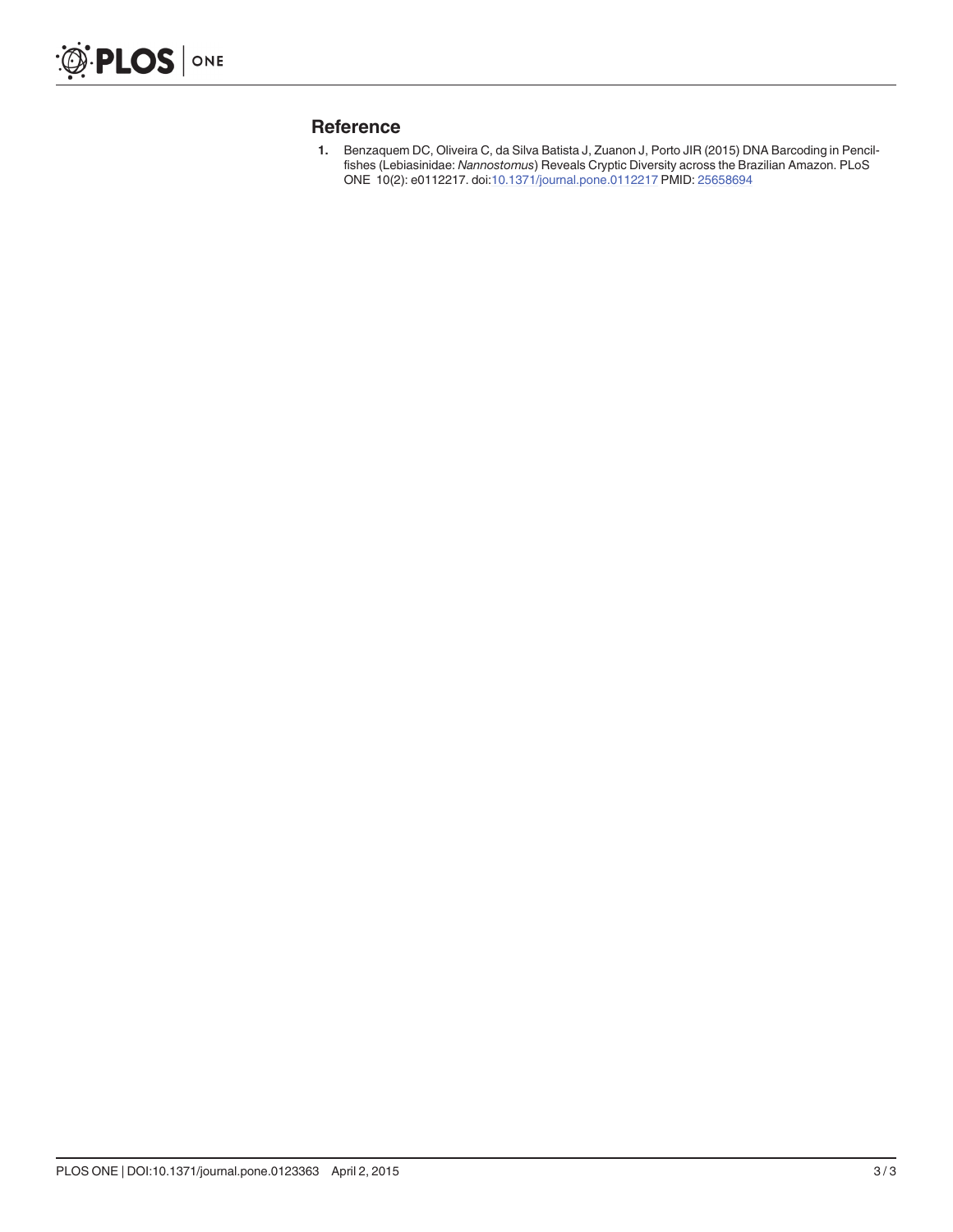## Reference

1. Benzaquem DC, Oliveira C, da Silva Batista J, Zuanon J, Porto JIR (2015) DNA Barcoding in Pencilfishes (Lebiasinidae: *Nannostomus*) Reveals Cryptic Diversity across the Brazilian Amazon. PLoS ONE 10(2): e0112217. doi:10.1371/journal.pone.0112217 PMID: 25658694